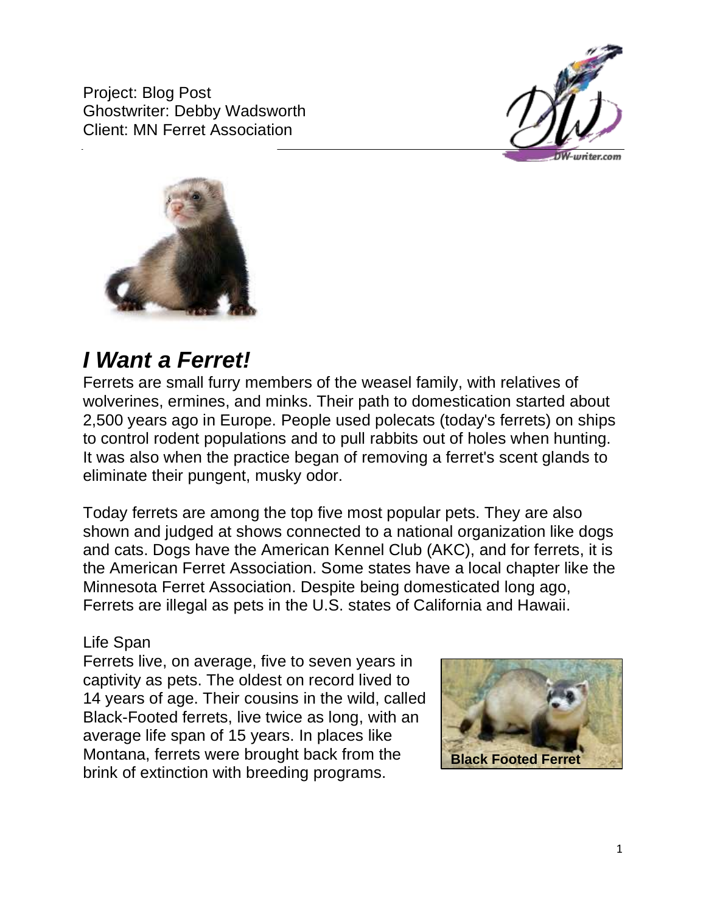Project: Blog Post
Ghostwriter: Debby Wadsworth
Client: MN Ferret Association

# *I Want a Ferret!*

Ferrets are small furry members of the weasel family, with relatives of wolverines, ermines, and minks. Their path to domestication started about 2,500 years ago in Europe. People used polecats (today's ferrets) on ships to control rodent populations and to pull rabbits out of holes when hunting. It was also when the practice began of removing a ferret's scent glands to eliminate their pungent, musky odor.

Today ferrets are among the top five most popular pets. They are also shown and judged at shows connected to a national organization like dogs and cats. Dogs have the American Kennel Club (AKC), and for ferrets, it is the American Ferret Association. Some states have a local chapter like the Minnesota Ferret Association. Despite being domesticated long ago, Ferrets are illegal as pets in the U.S. states of California and Hawaii.

Life Span

Ferrets live, on average, five to seven years in captivity as pets. The oldest on record lived to 14 years of age. Their cousins in the wild, called Black-Footed ferrets, live twice as long, with an average life span of 15 years. In places like Montana, ferrets were brought back from the brink of extinction with breeding programs.

**Black Footed Ferret**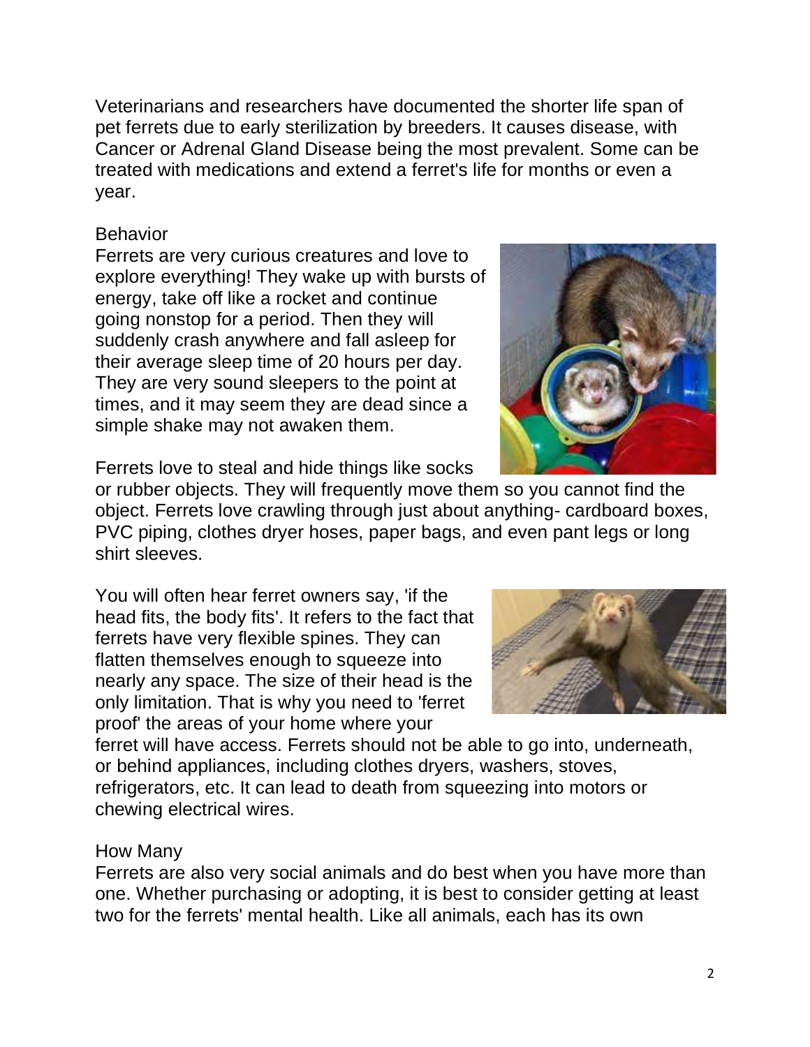Veterinarians and researchers have documented the shorter life span of pet ferrets due to early sterilization by breeders. It causes disease, with Cancer or Adrenal Gland Disease being the most prevalent. Some can be treated with medications and extend a ferret's life for months or even a year.

## Behavior

Ferrets are very curious creatures and love to explore everything! They wake up with bursts of energy, take off like a rocket and continue going nonstop for a period. Then they will suddenly crash anywhere and fall asleep for their average sleep time of 20 hours per day. They are very sound sleepers to the point at times, and it may seem they are dead since a simple shake may not awaken them.

Ferrets love to steal and hide things like socks or rubber objects. They will frequently move them so you cannot find the object. Ferrets love crawling through just about anything- cardboard boxes, PVC piping, clothes dryer hoses, paper bags, and even pant legs or long shirt sleeves.

You will often hear ferret owners say, 'if the head fits, the body fits'. It refers to the fact that ferrets have very flexible spines. They can flatten themselves enough to squeeze into nearly any space. The size of their head is the only limitation. That is why you need to 'ferret proof' the areas of your home where your ferret will have access. Ferrets should not be able to go into, underneath, or behind appliances, including clothes dryers, washers, stoves, refrigerators, etc. It can lead to death from squeezing into motors or chewing electrical wires.

## How Many

Ferrets are also very social animals and do best when you have more than one. Whether purchasing or adopting, it is best to consider getting at least two for the ferrets' mental health. Like all animals, each has its own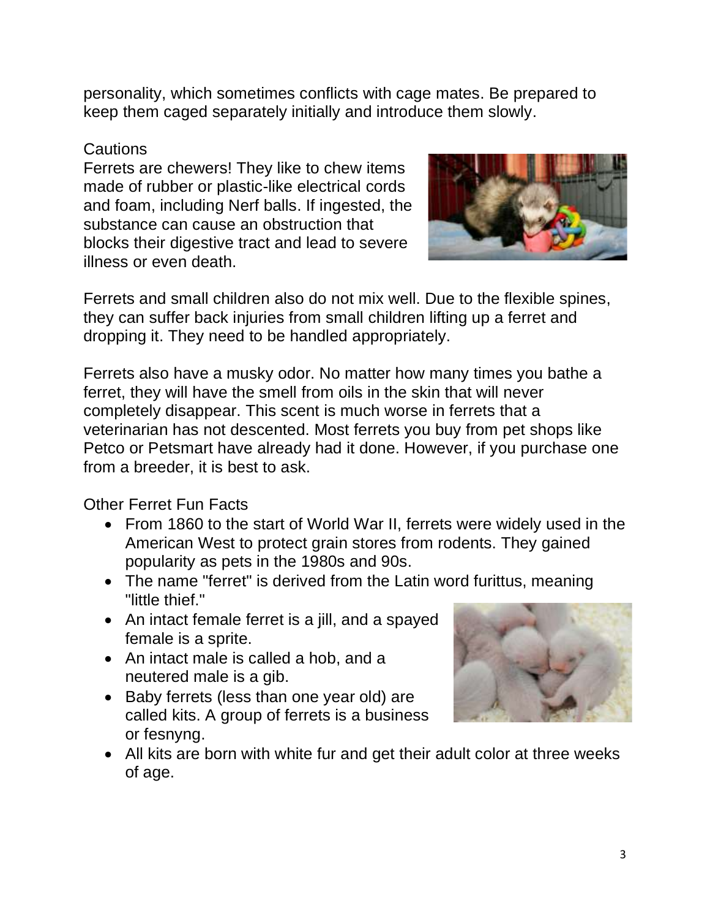personality, which sometimes conflicts with cage mates. Be prepared to keep them caged separately initially and introduce them slowly.

## Cautions

Ferrets are chewers! They like to chew items made of rubber or plastic-like electrical cords and foam, including Nerf balls. If ingested, the substance can cause an obstruction that blocks their digestive tract and lead to severe illness or even death.

Ferrets and small children also do not mix well. Due to the flexible spines, they can suffer back injuries from small children lifting up a ferret and dropping it. They need to be handled appropriately.

Ferrets also have a musky odor. No matter how many times you bathe a ferret, they will have the smell from oils in the skin that will never completely disappear. This scent is much worse in ferrets that a veterinarian has not descented. Most ferrets you buy from pet shops like Petco or Petsmart have already had it done. However, if you purchase one from a breeder, it is best to ask.

## Other Ferret Fun Facts

- From 1860 to the start of World War II, ferrets were widely used in the American West to protect grain stores from rodents. They gained popularity as pets in the 1980s and 90s.
- The name "ferret" is derived from the Latin word furittus, meaning "little thief."
- An intact female ferret is a jill, and a spayed female is a sprite.
- An intact male is called a hob, and a neutered male is a gib.
- Baby ferrets (less than one year old) are called kits. A group of ferrets is a business or fesnyng.
- All kits are born with white fur and get their adult color at three weeks of age.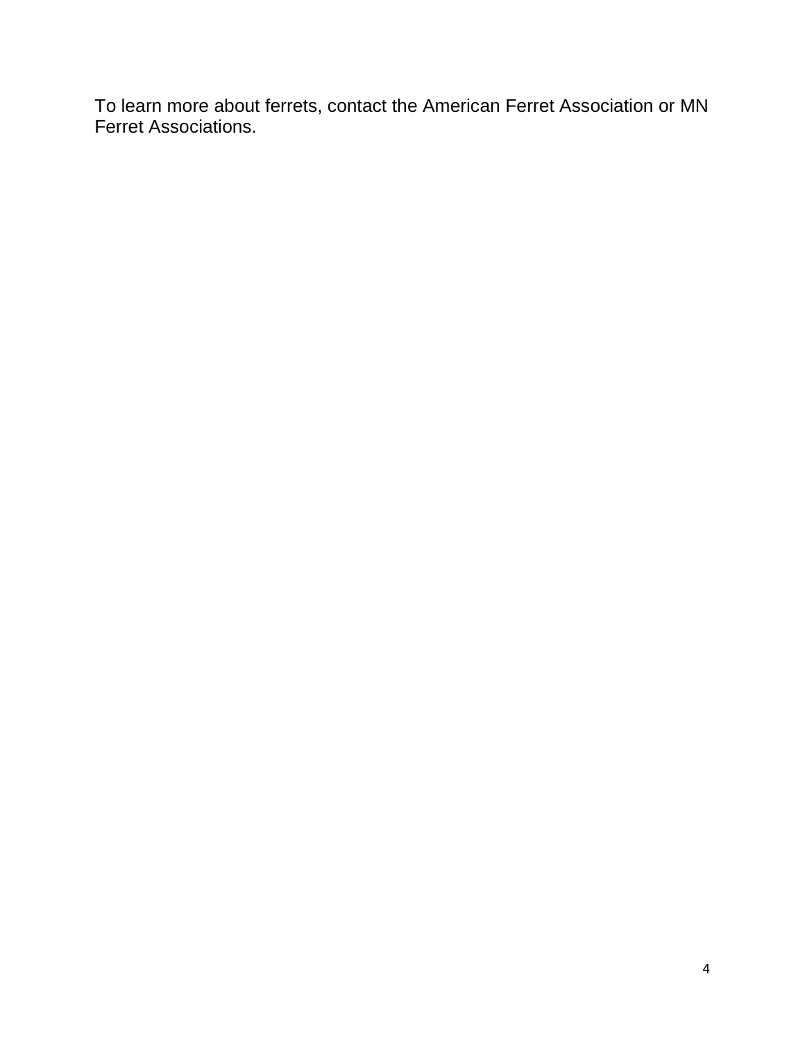To learn more about ferrets, contact the American Ferret Association or MN Ferret Associations.